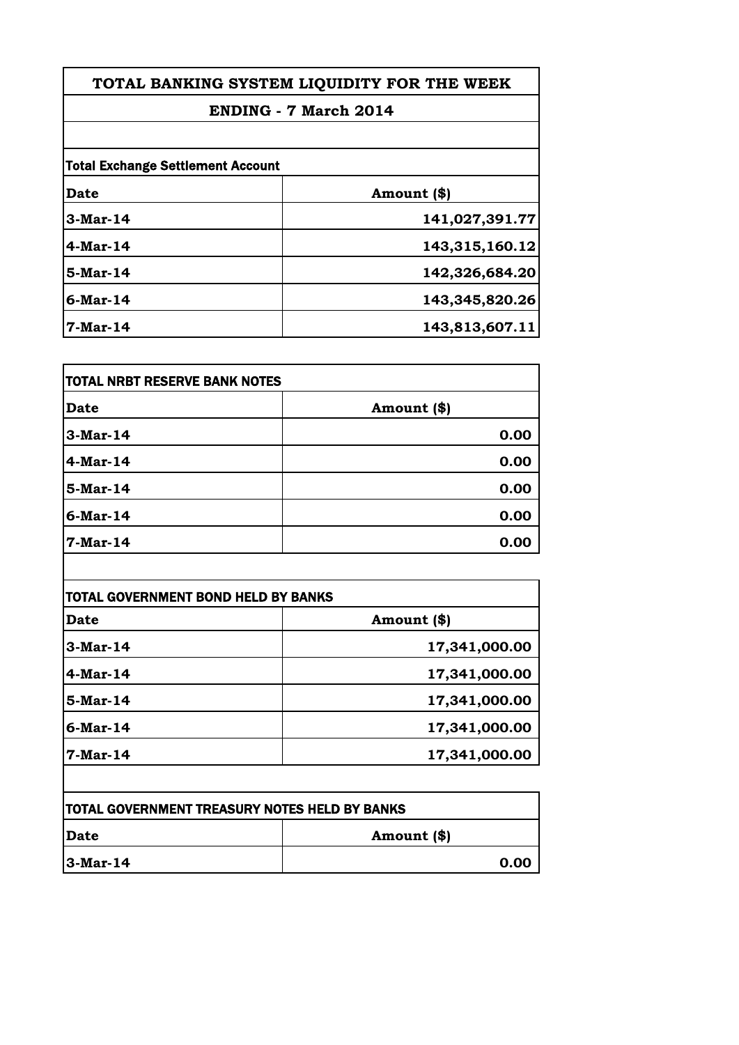# TOTAL BANKING SYSTEM LIQUIDITY FOR THE WEEK

## ENDING - 7 March 2014

**Total Exchange Settlement Account**

| Date | Amount ($) |
|---|---|
| 3-Mar-14 | 141,027,391.77 |
| 4-Mar-14 | 143,315,160.12 |
| 5-Mar-14 | 142,326,684.20 |
| 6-Mar-14 | 143,345,820.26 |
| 7-Mar-14 | 143,813,607.11 |

**TOTAL NRBT RESERVE BANK NOTES**

| Date | Amount ($) |
|---|---|
| 3-Mar-14 | 0.00 |
| 4-Mar-14 | 0.00 |
| 5-Mar-14 | 0.00 |
| 6-Mar-14 | 0.00 |
| 7-Mar-14 | 0.00 |

**TOTAL GOVERNMENT BOND HELD BY BANKS**

| Date | Amount ($) |
|---|---|
| 3-Mar-14 | 17,341,000.00 |
| 4-Mar-14 | 17,341,000.00 |
| 5-Mar-14 | 17,341,000.00 |
| 6-Mar-14 | 17,341,000.00 |
| 7-Mar-14 | 17,341,000.00 |

**TOTAL GOVERNMENT TREASURY NOTES HELD BY BANKS**

| Date | Amount ($) |
|---|---|
| 3-Mar-14 | 0.00 |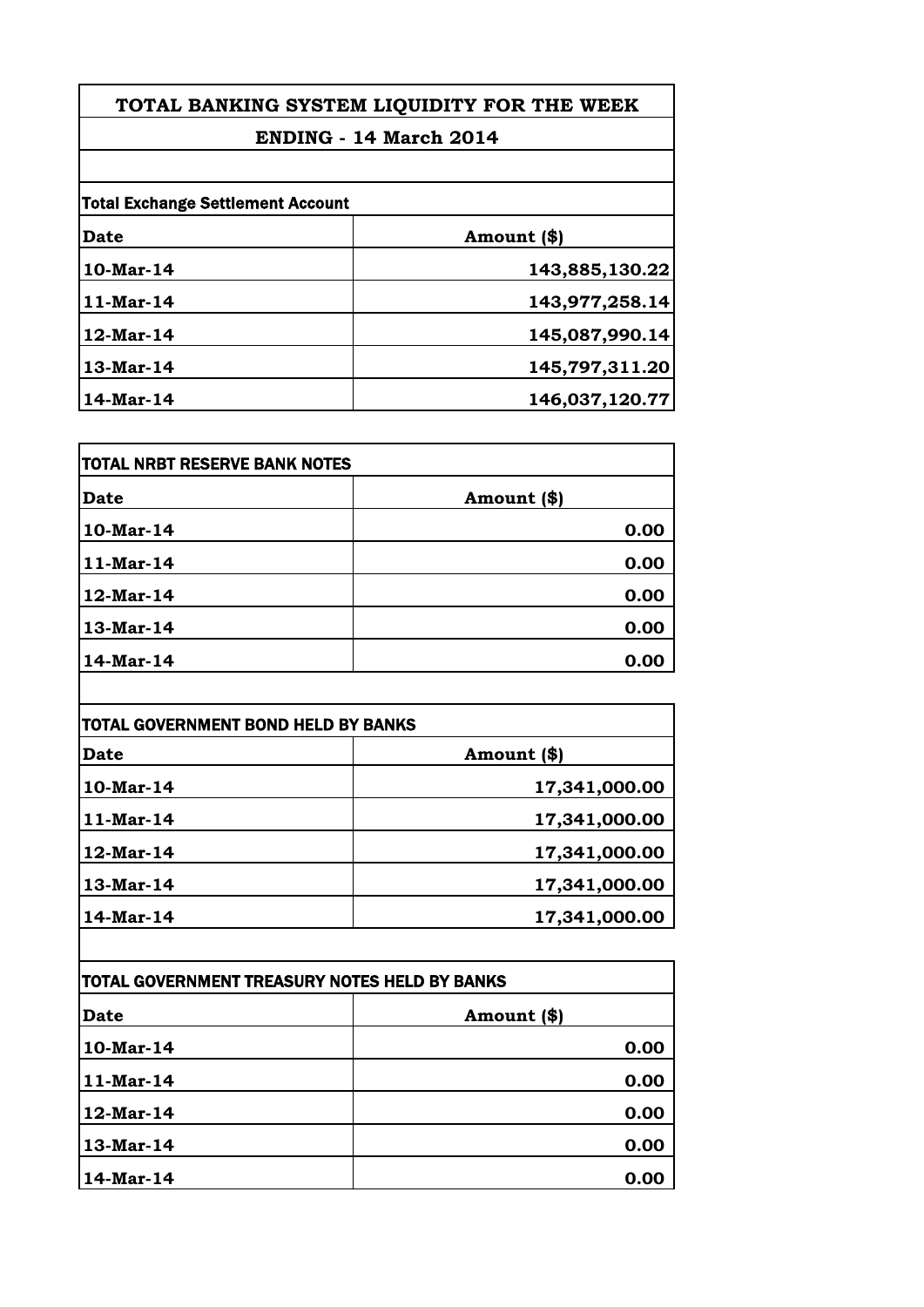# TOTAL BANKING SYSTEM LIQUIDITY FOR THE WEEK

## ENDING - 14 March 2014

**Total Exchange Settlement Account**

| Date | Amount ($) |
|---|---|
| 10-Mar-14 | 143,885,130.22 |
| 11-Mar-14 | 143,977,258.14 |
| 12-Mar-14 | 145,087,990.14 |
| 13-Mar-14 | 145,797,311.20 |
| 14-Mar-14 | 146,037,120.77 |

**TOTAL NRBT RESERVE BANK NOTES**

| Date | Amount ($) |
|---|---|
| 10-Mar-14 | 0.00 |
| 11-Mar-14 | 0.00 |
| 12-Mar-14 | 0.00 |
| 13-Mar-14 | 0.00 |
| 14-Mar-14 | 0.00 |

**TOTAL GOVERNMENT BOND HELD BY BANKS**

| Date | Amount ($) |
|---|---|
| 10-Mar-14 | 17,341,000.00 |
| 11-Mar-14 | 17,341,000.00 |
| 12-Mar-14 | 17,341,000.00 |
| 13-Mar-14 | 17,341,000.00 |
| 14-Mar-14 | 17,341,000.00 |

**TOTAL GOVERNMENT TREASURY NOTES HELD BY BANKS**

| Date | Amount ($) |
|---|---|
| 10-Mar-14 | 0.00 |
| 11-Mar-14 | 0.00 |
| 12-Mar-14 | 0.00 |
| 13-Mar-14 | 0.00 |
| 14-Mar-14 | 0.00 |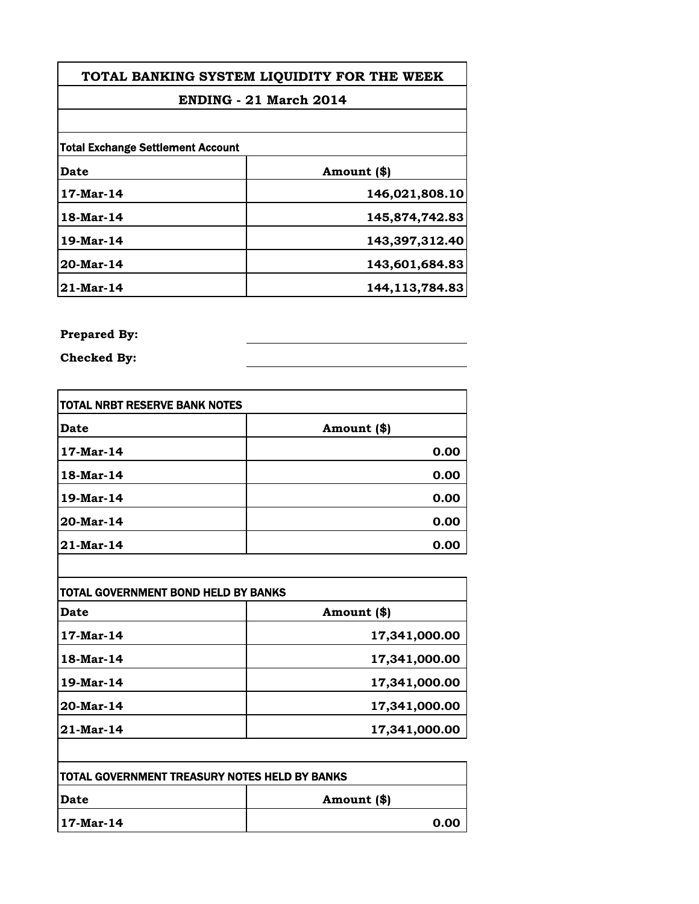| TOTAL BANKING SYSTEM LIQUIDITY FOR THE WEEK | |
|---|---|
| ENDING - 21 March 2014 | |
| | |
| Total Exchange Settlement Account | |
| **Date** | **Amount ($)** |
| 17-Mar-14 | 146,021,808.10 |
| 18-Mar-14 | 145,874,742.83 |
| 19-Mar-14 | 143,397,312.40 |
| 20-Mar-14 | 143,601,684.83 |
| 21-Mar-14 | 144,113,784.83 |

**Prepared By:** ____________________

**Checked By:** ____________________

| TOTAL NRBT RESERVE BANK NOTES | |
|---|---|
| **Date** | **Amount ($)** |
| 17-Mar-14 | 0.00 |
| 18-Mar-14 | 0.00 |
| 19-Mar-14 | 0.00 |
| 20-Mar-14 | 0.00 |
| 21-Mar-14 | 0.00 |

| TOTAL GOVERNMENT BOND HELD BY BANKS | |
|---|---|
| **Date** | **Amount ($)** |
| 17-Mar-14 | 17,341,000.00 |
| 18-Mar-14 | 17,341,000.00 |
| 19-Mar-14 | 17,341,000.00 |
| 20-Mar-14 | 17,341,000.00 |
| 21-Mar-14 | 17,341,000.00 |

| TOTAL GOVERNMENT TREASURY NOTES HELD BY BANKS | |
|---|---|
| **Date** | **Amount ($)** |
| 17-Mar-14 | 0.00 |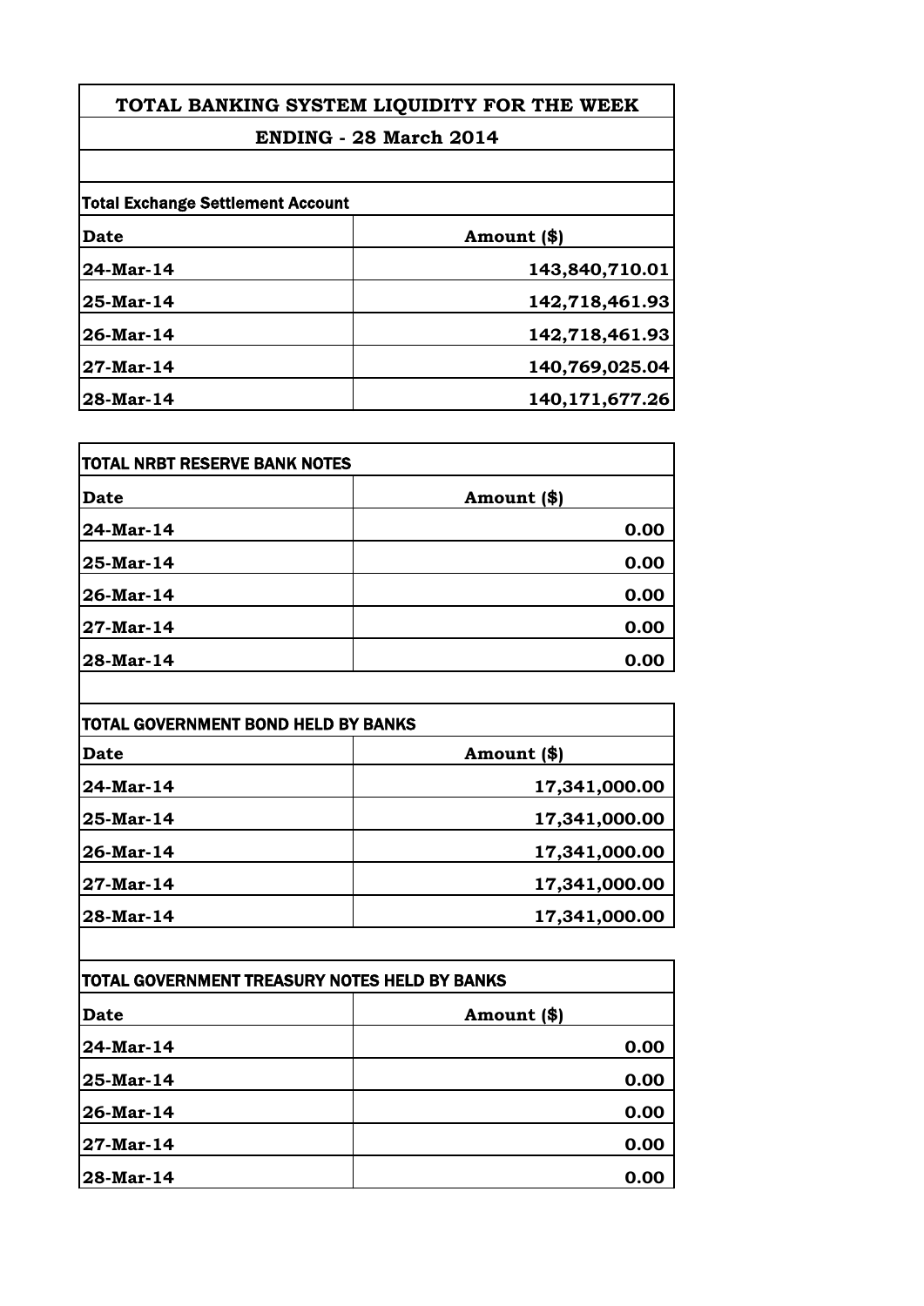# TOTAL BANKING SYSTEM LIQUIDITY FOR THE WEEK

## ENDING - 28 March 2014

**Total Exchange Settlement Account**

| Date | Amount ($) |
|---|---|
| 24-Mar-14 | 143,840,710.01 |
| 25-Mar-14 | 142,718,461.93 |
| 26-Mar-14 | 142,718,461.93 |
| 27-Mar-14 | 140,769,025.04 |
| 28-Mar-14 | 140,171,677.26 |

**TOTAL NRBT RESERVE BANK NOTES**

| Date | Amount ($) |
|---|---|
| 24-Mar-14 | 0.00 |
| 25-Mar-14 | 0.00 |
| 26-Mar-14 | 0.00 |
| 27-Mar-14 | 0.00 |
| 28-Mar-14 | 0.00 |

**TOTAL GOVERNMENT BOND HELD BY BANKS**

| Date | Amount ($) |
|---|---|
| 24-Mar-14 | 17,341,000.00 |
| 25-Mar-14 | 17,341,000.00 |
| 26-Mar-14 | 17,341,000.00 |
| 27-Mar-14 | 17,341,000.00 |
| 28-Mar-14 | 17,341,000.00 |

**TOTAL GOVERNMENT TREASURY NOTES HELD BY BANKS**

| Date | Amount ($) |
|---|---|
| 24-Mar-14 | 0.00 |
| 25-Mar-14 | 0.00 |
| 26-Mar-14 | 0.00 |
| 27-Mar-14 | 0.00 |
| 28-Mar-14 | 0.00 |